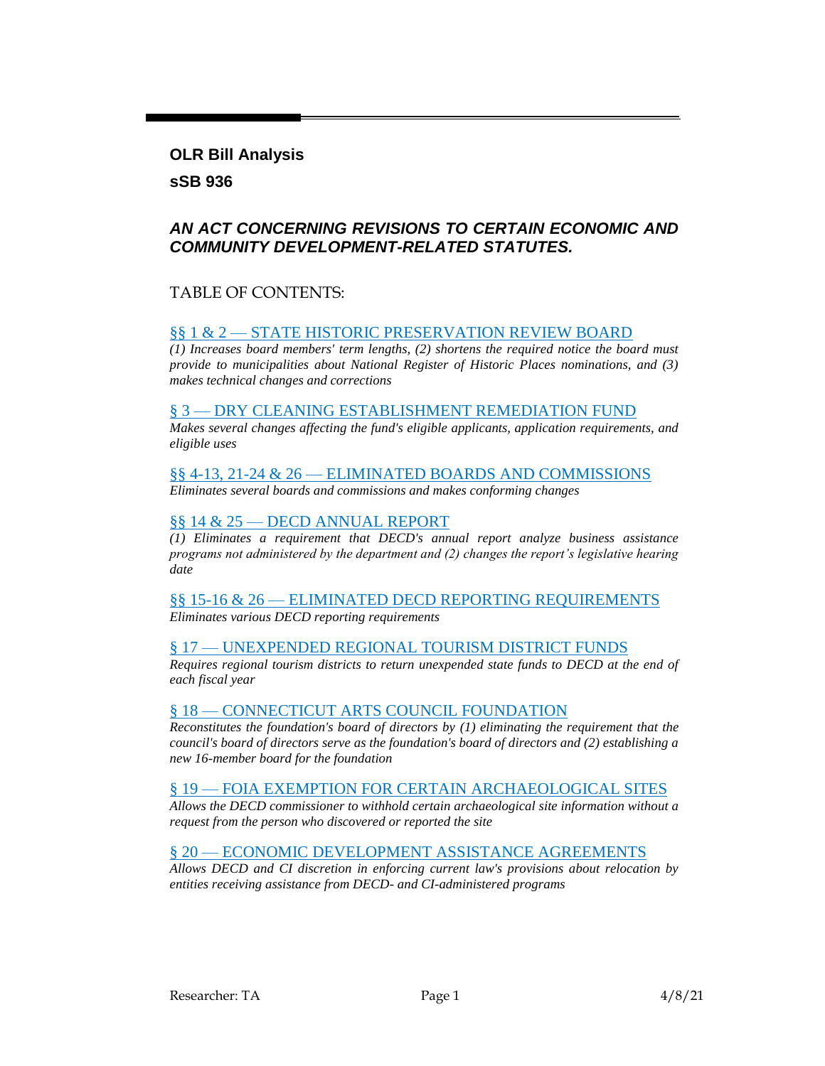# OLR Bill Analysis

## sSB 936

### *AN ACT CONCERNING REVISIONS TO CERTAIN ECONOMIC AND COMMUNITY DEVELOPMENT-RELATED STATUTES.*

TABLE OF CONTENTS:

§§ 1 & 2 — STATE HISTORIC PRESERVATION REVIEW BOARD

*(1) Increases board members' term lengths, (2) shortens the required notice the board must provide to municipalities about National Register of Historic Places nominations, and (3) makes technical changes and corrections*

§ 3 — DRY CLEANING ESTABLISHMENT REMEDIATION FUND

*Makes several changes affecting the fund's eligible applicants, application requirements, and eligible uses*

§§ 4-13, 21-24 & 26 — ELIMINATED BOARDS AND COMMISSIONS

*Eliminates several boards and commissions and makes conforming changes*

§§ 14 & 25 — DECD ANNUAL REPORT

*(1) Eliminates a requirement that DECD's annual report analyze business assistance programs not administered by the department and (2) changes the report's legislative hearing date*

§§ 15-16 & 26 — ELIMINATED DECD REPORTING REQUIREMENTS

*Eliminates various DECD reporting requirements*

§ 17 — UNEXPENDED REGIONAL TOURISM DISTRICT FUNDS

*Requires regional tourism districts to return unexpended state funds to DECD at the end of each fiscal year*

§ 18 — CONNECTICUT ARTS COUNCIL FOUNDATION

*Reconstitutes the foundation's board of directors by (1) eliminating the requirement that the council's board of directors serve as the foundation's board of directors and (2) establishing a new 16-member board for the foundation*

§ 19 — FOIA EXEMPTION FOR CERTAIN ARCHAEOLOGICAL SITES

*Allows the DECD commissioner to withhold certain archaeological site information without a request from the person who discovered or reported the site*

§ 20 — ECONOMIC DEVELOPMENT ASSISTANCE AGREEMENTS

*Allows DECD and CI discretion in enforcing current law's provisions about relocation by entities receiving assistance from DECD- and CI-administered programs*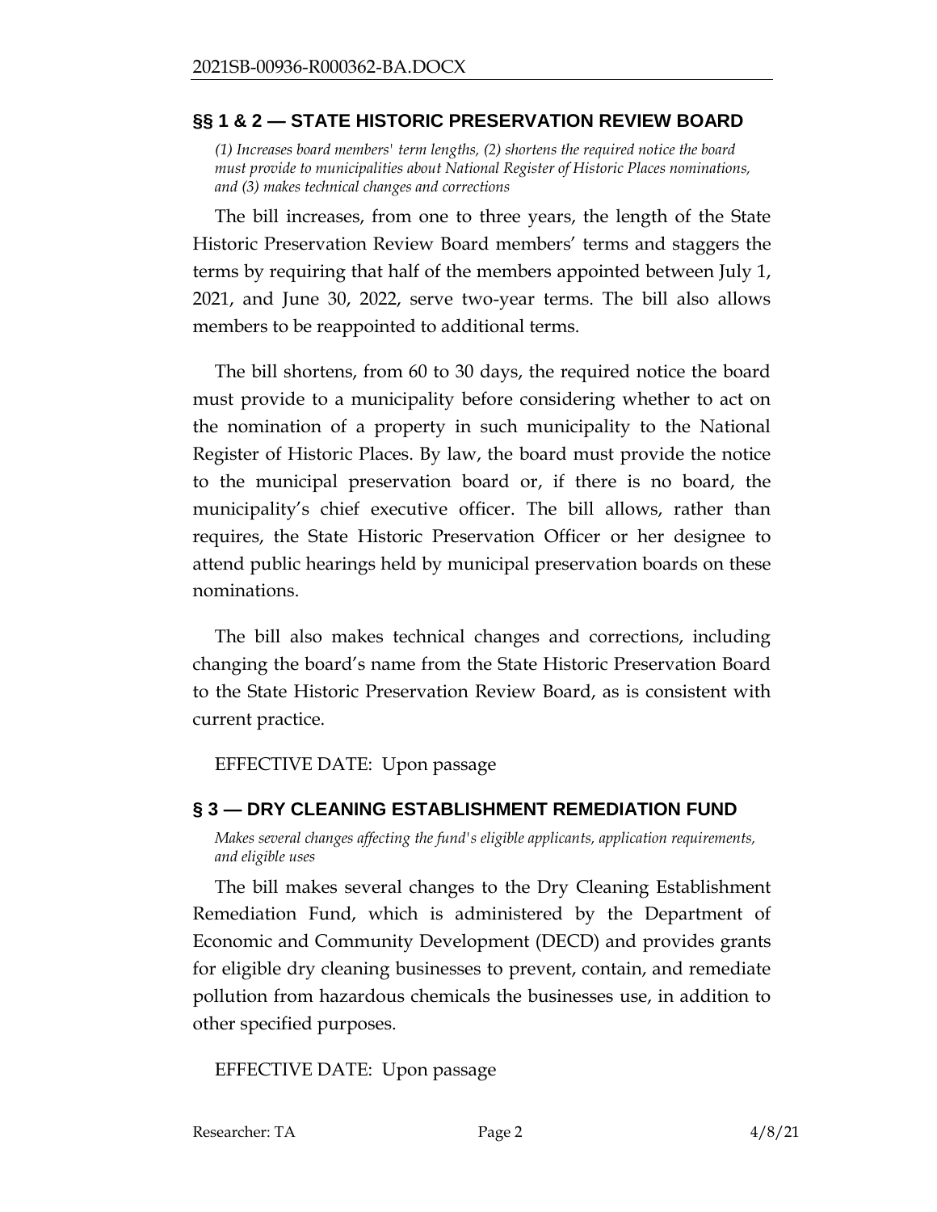## §§ 1 & 2 — STATE HISTORIC PRESERVATION REVIEW BOARD

*(1) Increases board members' term lengths, (2) shortens the required notice the board must provide to municipalities about National Register of Historic Places nominations, and (3) makes technical changes and corrections*

The bill increases, from one to three years, the length of the State Historic Preservation Review Board members' terms and staggers the terms by requiring that half of the members appointed between July 1, 2021, and June 30, 2022, serve two-year terms. The bill also allows members to be reappointed to additional terms.

The bill shortens, from 60 to 30 days, the required notice the board must provide to a municipality before considering whether to act on the nomination of a property in such municipality to the National Register of Historic Places. By law, the board must provide the notice to the municipal preservation board or, if there is no board, the municipality's chief executive officer. The bill allows, rather than requires, the State Historic Preservation Officer or her designee to attend public hearings held by municipal preservation boards on these nominations.

The bill also makes technical changes and corrections, including changing the board's name from the State Historic Preservation Board to the State Historic Preservation Review Board, as is consistent with current practice.

EFFECTIVE DATE: Upon passage

## § 3 — DRY CLEANING ESTABLISHMENT REMEDIATION FUND

*Makes several changes affecting the fund's eligible applicants, application requirements, and eligible uses*

The bill makes several changes to the Dry Cleaning Establishment Remediation Fund, which is administered by the Department of Economic and Community Development (DECD) and provides grants for eligible dry cleaning businesses to prevent, contain, and remediate pollution from hazardous chemicals the businesses use, in addition to other specified purposes.

EFFECTIVE DATE: Upon passage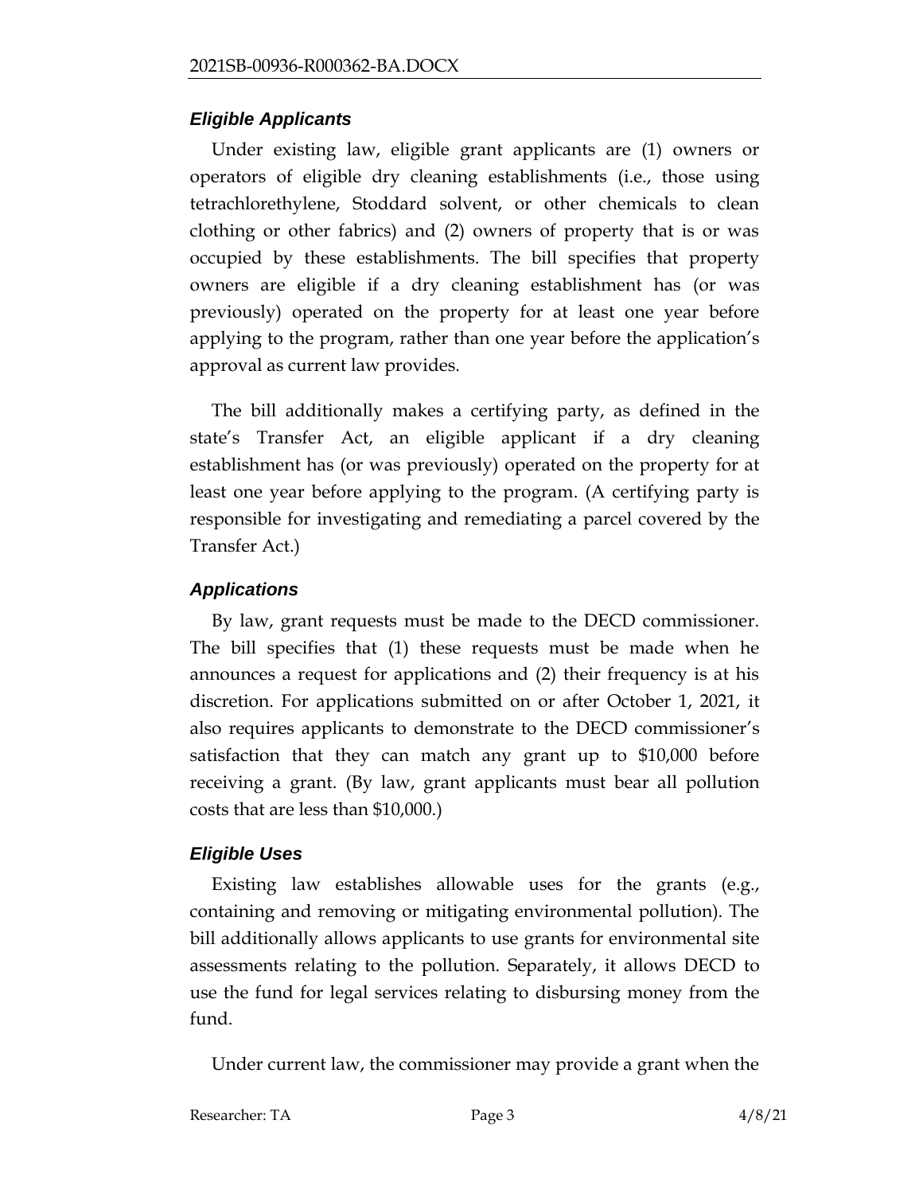### *Eligible Applicants*

Under existing law, eligible grant applicants are (1) owners or operators of eligible dry cleaning establishments (i.e., those using tetrachlorethylene, Stoddard solvent, or other chemicals to clean clothing or other fabrics) and (2) owners of property that is or was occupied by these establishments. The bill specifies that property owners are eligible if a dry cleaning establishment has (or was previously) operated on the property for at least one year before applying to the program, rather than one year before the application's approval as current law provides.

The bill additionally makes a certifying party, as defined in the state's Transfer Act, an eligible applicant if a dry cleaning establishment has (or was previously) operated on the property for at least one year before applying to the program. (A certifying party is responsible for investigating and remediating a parcel covered by the Transfer Act.)

### *Applications*

By law, grant requests must be made to the DECD commissioner. The bill specifies that (1) these requests must be made when he announces a request for applications and (2) their frequency is at his discretion. For applications submitted on or after October 1, 2021, it also requires applicants to demonstrate to the DECD commissioner's satisfaction that they can match any grant up to $10,000 before receiving a grant. (By law, grant applicants must bear all pollution costs that are less than $10,000.)

### *Eligible Uses*

Existing law establishes allowable uses for the grants (e.g., containing and removing or mitigating environmental pollution). The bill additionally allows applicants to use grants for environmental site assessments relating to the pollution. Separately, it allows DECD to use the fund for legal services relating to disbursing money from the fund.

Under current law, the commissioner may provide a grant when the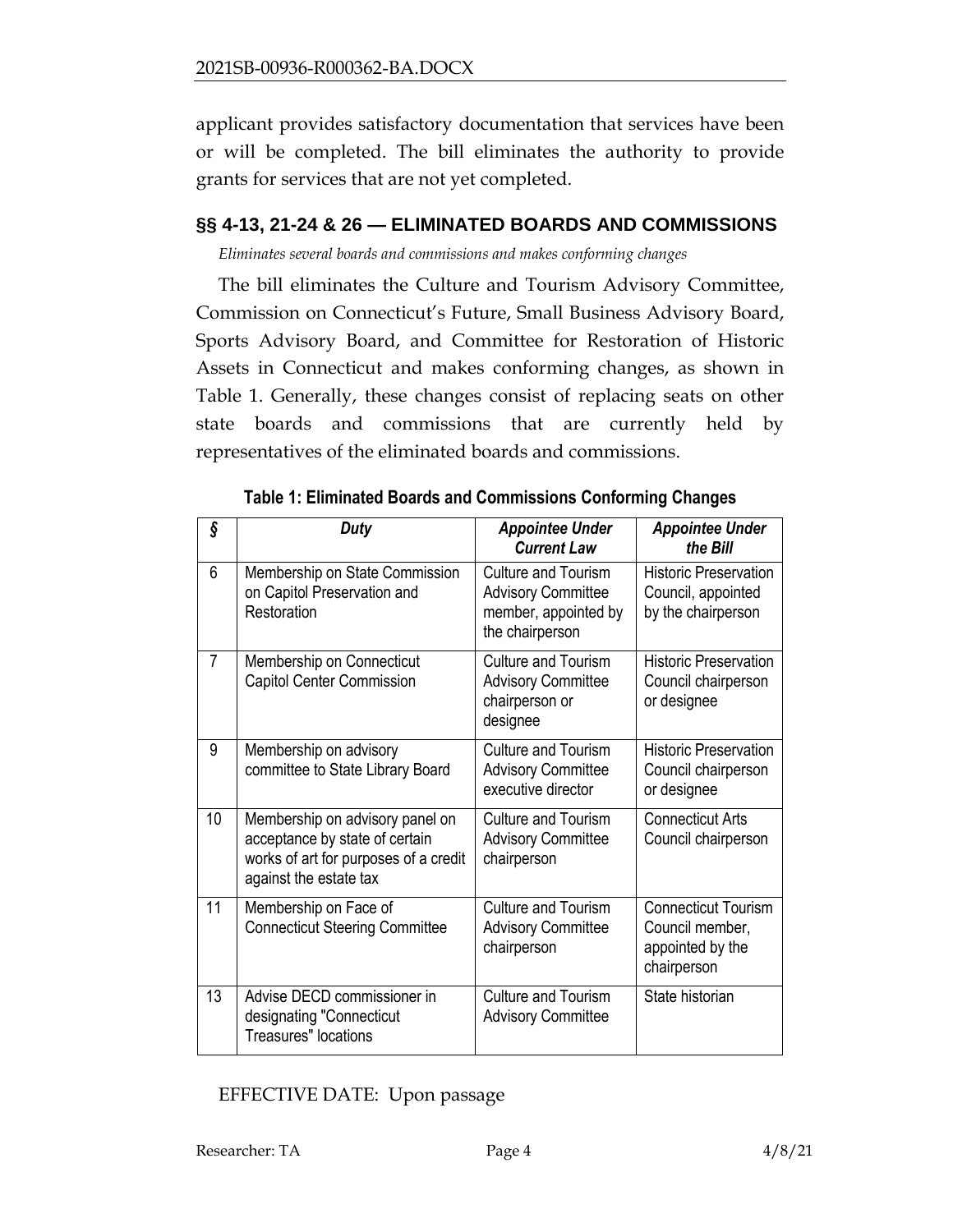applicant provides satisfactory documentation that services have been or will be completed. The bill eliminates the authority to provide grants for services that are not yet completed.

## §§ 4-13, 21-24 & 26 — ELIMINATED BOARDS AND COMMISSIONS

*Eliminates several boards and commissions and makes conforming changes*

The bill eliminates the Culture and Tourism Advisory Committee, Commission on Connecticut's Future, Small Business Advisory Board, Sports Advisory Board, and Committee for Restoration of Historic Assets in Connecticut and makes conforming changes, as shown in Table 1. Generally, these changes consist of replacing seats on other state boards and commissions that are currently held by representatives of the eliminated boards and commissions.

**Table 1: Eliminated Boards and Commissions Conforming Changes**

| *§* | *Duty* | *Appointee Under Current Law* | *Appointee Under the Bill* |
|---|---|---|---|
| 6 | Membership on State Commission on Capitol Preservation and Restoration | Culture and Tourism Advisory Committee member, appointed by the chairperson | Historic Preservation Council, appointed by the chairperson |
| 7 | Membership on Connecticut Capitol Center Commission | Culture and Tourism Advisory Committee chairperson or designee | Historic Preservation Council chairperson or designee |
| 9 | Membership on advisory committee to State Library Board | Culture and Tourism Advisory Committee executive director | Historic Preservation Council chairperson or designee |
| 10 | Membership on advisory panel on acceptance by state of certain works of art for purposes of a credit against the estate tax | Culture and Tourism Advisory Committee chairperson | Connecticut Arts Council chairperson |
| 11 | Membership on Face of Connecticut Steering Committee | Culture and Tourism Advisory Committee chairperson | Connecticut Tourism Council member, appointed by the chairperson |
| 13 | Advise DECD commissioner in designating "Connecticut Treasures" locations | Culture and Tourism Advisory Committee | State historian |

EFFECTIVE DATE: Upon passage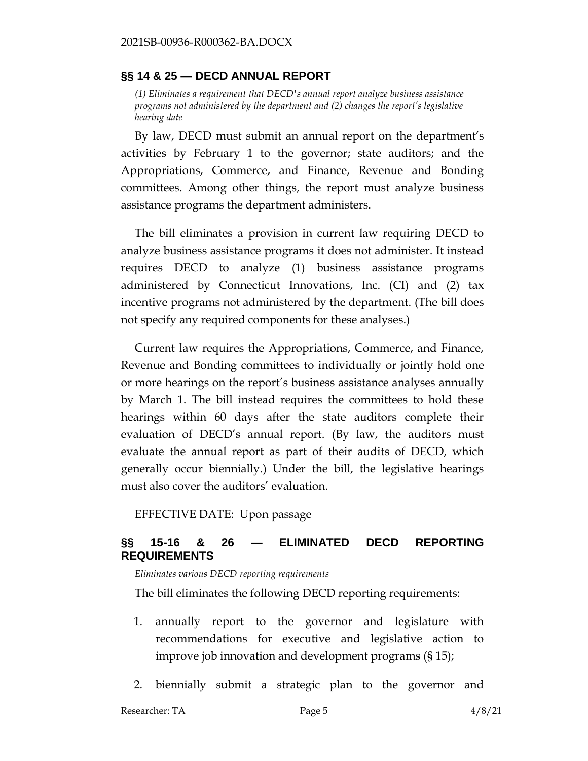## §§ 14 & 25 — DECD ANNUAL REPORT

*(1) Eliminates a requirement that DECD's annual report analyze business assistance programs not administered by the department and (2) changes the report's legislative hearing date*

By law, DECD must submit an annual report on the department's activities by February 1 to the governor; state auditors; and the Appropriations, Commerce, and Finance, Revenue and Bonding committees. Among other things, the report must analyze business assistance programs the department administers.

The bill eliminates a provision in current law requiring DECD to analyze business assistance programs it does not administer. It instead requires DECD to analyze (1) business assistance programs administered by Connecticut Innovations, Inc. (CI) and (2) tax incentive programs not administered by the department. (The bill does not specify any required components for these analyses.)

Current law requires the Appropriations, Commerce, and Finance, Revenue and Bonding committees to individually or jointly hold one or more hearings on the report's business assistance analyses annually by March 1. The bill instead requires the committees to hold these hearings within 60 days after the state auditors complete their evaluation of DECD's annual report. (By law, the auditors must evaluate the annual report as part of their audits of DECD, which generally occur biennially.) Under the bill, the legislative hearings must also cover the auditors' evaluation.

EFFECTIVE DATE: Upon passage

## §§ 15-16 & 26 — ELIMINATED DECD REPORTING REQUIREMENTS

*Eliminates various DECD reporting requirements*

The bill eliminates the following DECD reporting requirements:

1. annually report to the governor and legislature with recommendations for executive and legislative action to improve job innovation and development programs (§ 15);
2. biennially submit a strategic plan to the governor and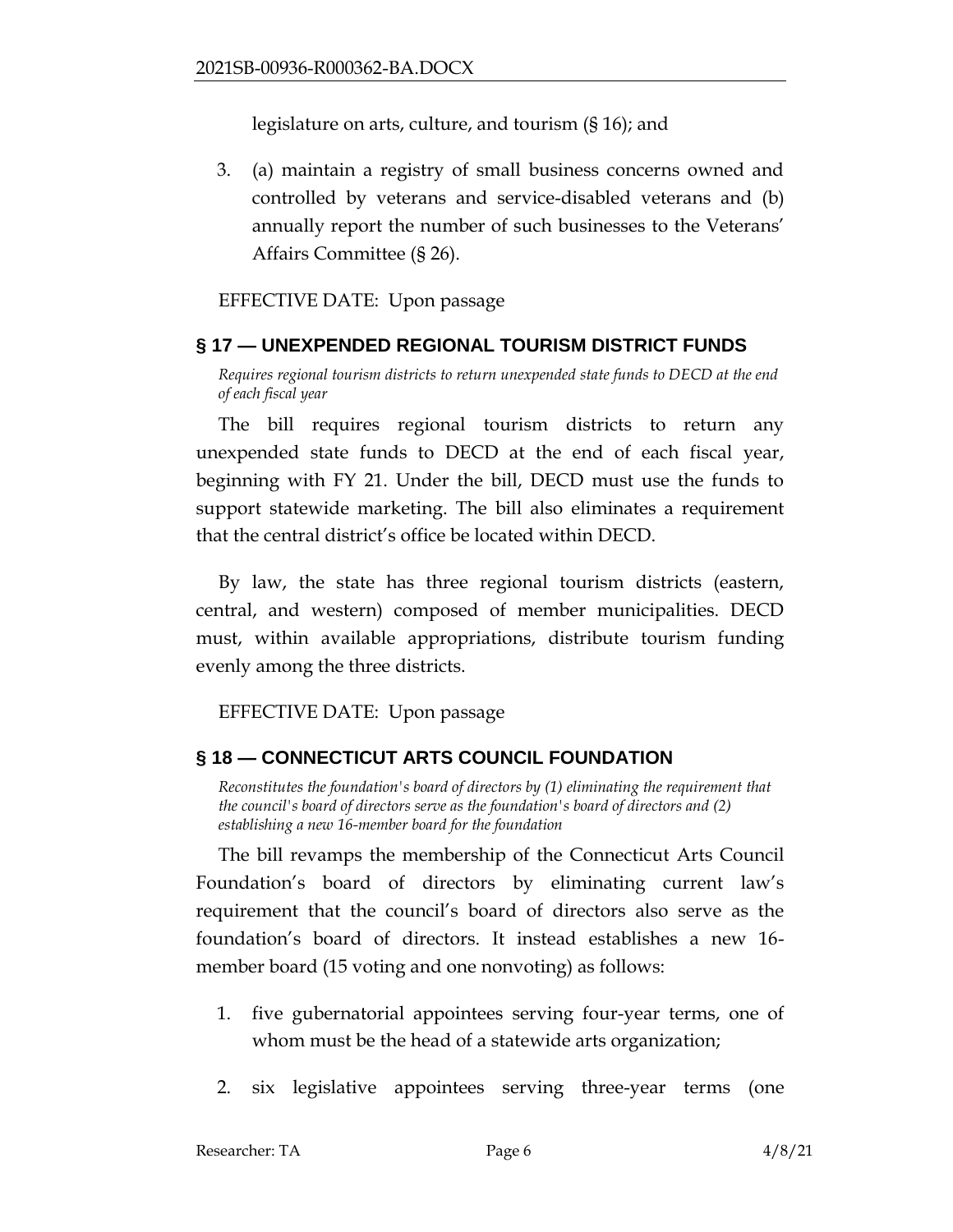legislature on arts, culture, and tourism (§ 16); and

3. (a) maintain a registry of small business concerns owned and controlled by veterans and service-disabled veterans and (b) annually report the number of such businesses to the Veterans' Affairs Committee (§ 26).

EFFECTIVE DATE: Upon passage

## § 17 — UNEXPENDED REGIONAL TOURISM DISTRICT FUNDS

*Requires regional tourism districts to return unexpended state funds to DECD at the end of each fiscal year*

The bill requires regional tourism districts to return any unexpended state funds to DECD at the end of each fiscal year, beginning with FY 21. Under the bill, DECD must use the funds to support statewide marketing. The bill also eliminates a requirement that the central district's office be located within DECD.

By law, the state has three regional tourism districts (eastern, central, and western) composed of member municipalities. DECD must, within available appropriations, distribute tourism funding evenly among the three districts.

EFFECTIVE DATE: Upon passage

## § 18 — CONNECTICUT ARTS COUNCIL FOUNDATION

*Reconstitutes the foundation's board of directors by (1) eliminating the requirement that the council's board of directors serve as the foundation's board of directors and (2) establishing a new 16-member board for the foundation*

The bill revamps the membership of the Connecticut Arts Council Foundation's board of directors by eliminating current law's requirement that the council's board of directors also serve as the foundation's board of directors. It instead establishes a new 16-member board (15 voting and one nonvoting) as follows:

1. five gubernatorial appointees serving four-year terms, one of whom must be the head of a statewide arts organization;

2. six legislative appointees serving three-year terms (one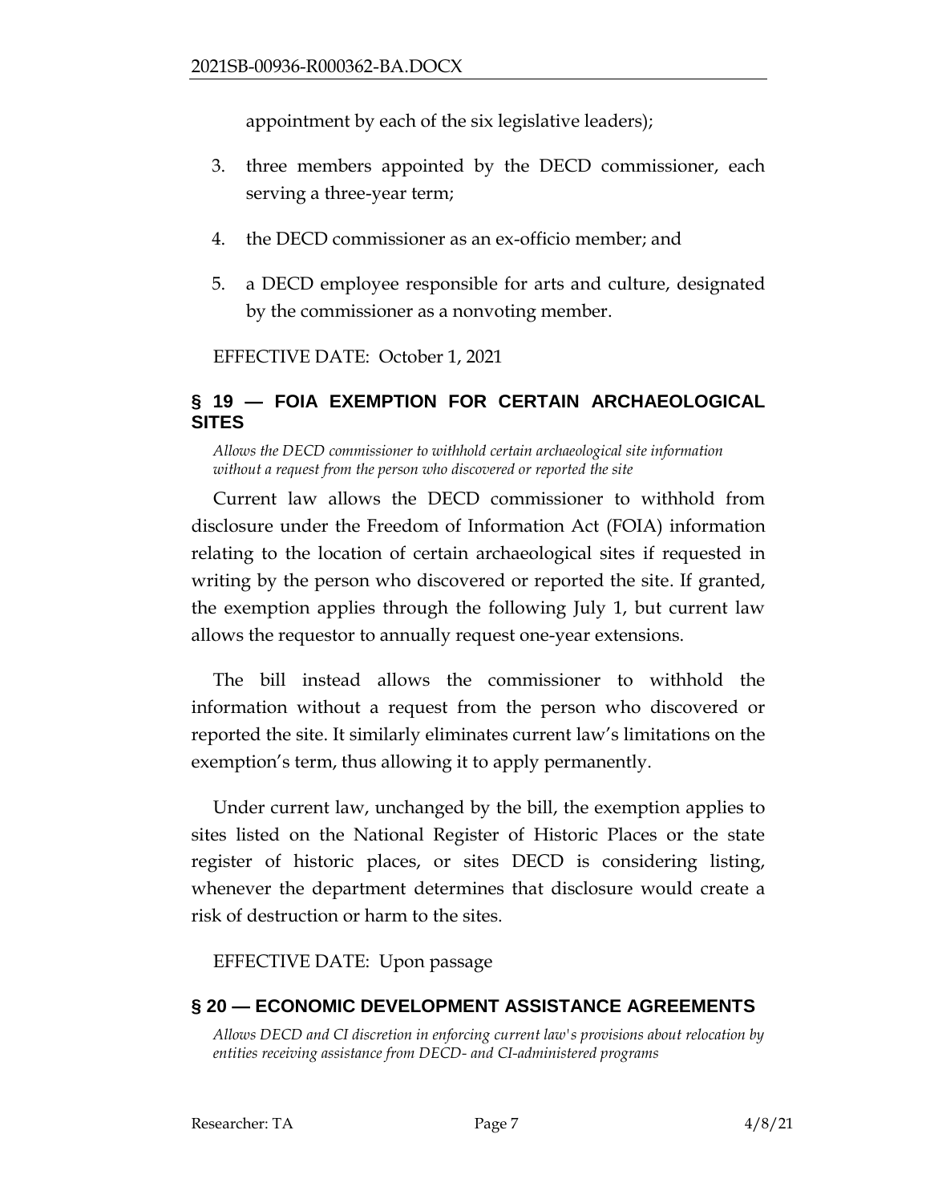appointment by each of the six legislative leaders);

3. three members appointed by the DECD commissioner, each serving a three-year term;

4. the DECD commissioner as an ex-officio member; and

5. a DECD employee responsible for arts and culture, designated by the commissioner as a nonvoting member.

EFFECTIVE DATE: October 1, 2021

## § 19 — FOIA EXEMPTION FOR CERTAIN ARCHAEOLOGICAL SITES

*Allows the DECD commissioner to withhold certain archaeological site information without a request from the person who discovered or reported the site*

Current law allows the DECD commissioner to withhold from disclosure under the Freedom of Information Act (FOIA) information relating to the location of certain archaeological sites if requested in writing by the person who discovered or reported the site. If granted, the exemption applies through the following July 1, but current law allows the requestor to annually request one-year extensions.

The bill instead allows the commissioner to withhold the information without a request from the person who discovered or reported the site. It similarly eliminates current law's limitations on the exemption's term, thus allowing it to apply permanently.

Under current law, unchanged by the bill, the exemption applies to sites listed on the National Register of Historic Places or the state register of historic places, or sites DECD is considering listing, whenever the department determines that disclosure would create a risk of destruction or harm to the sites.

EFFECTIVE DATE: Upon passage

## § 20 — ECONOMIC DEVELOPMENT ASSISTANCE AGREEMENTS

*Allows DECD and CI discretion in enforcing current law's provisions about relocation by entities receiving assistance from DECD- and CI-administered programs*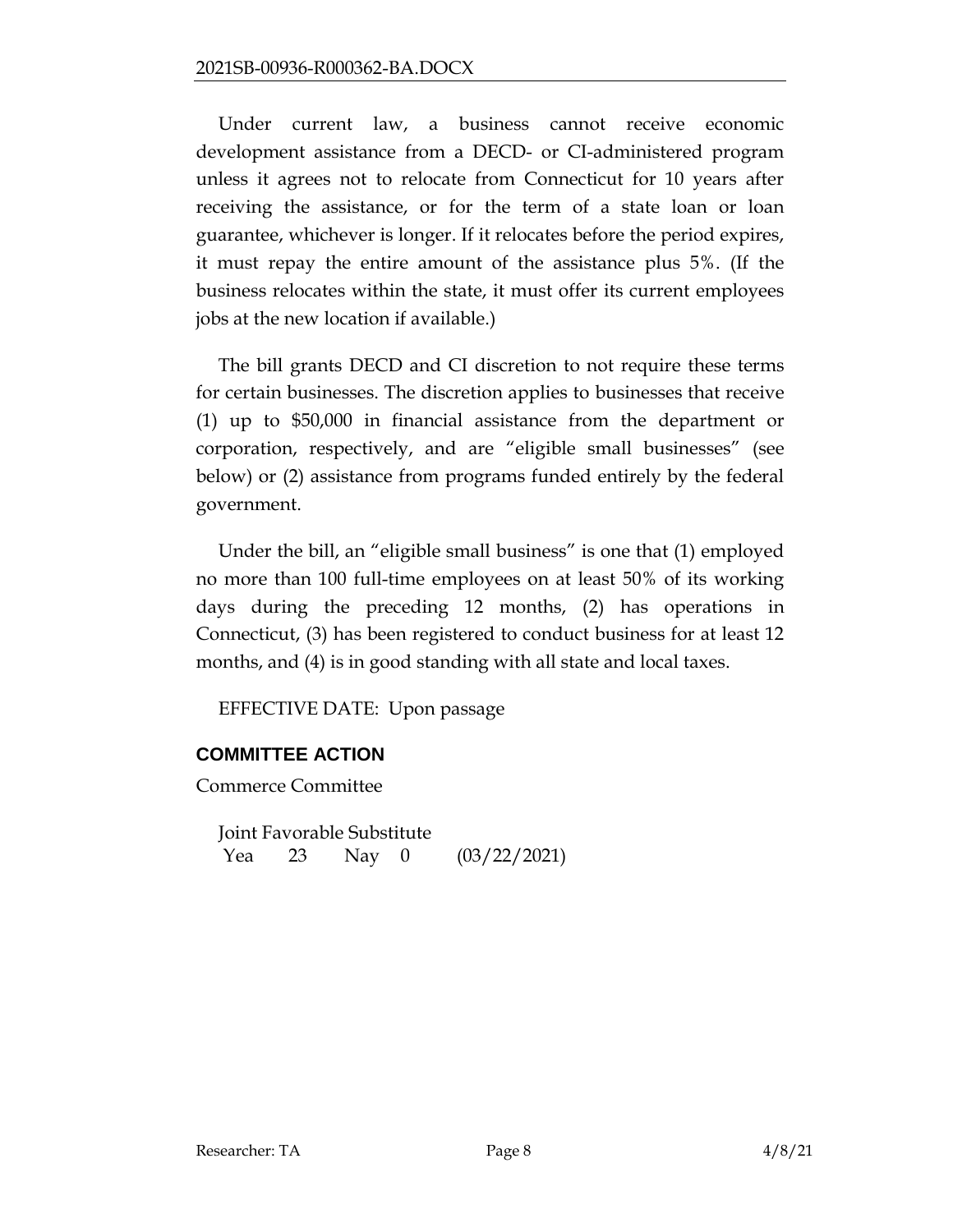Under current law, a business cannot receive economic development assistance from a DECD- or CI-administered program unless it agrees not to relocate from Connecticut for 10 years after receiving the assistance, or for the term of a state loan or loan guarantee, whichever is longer. If it relocates before the period expires, it must repay the entire amount of the assistance plus 5%. (If the business relocates within the state, it must offer its current employees jobs at the new location if available.)

The bill grants DECD and CI discretion to not require these terms for certain businesses. The discretion applies to businesses that receive (1) up to $50,000 in financial assistance from the department or corporation, respectively, and are "eligible small businesses" (see below) or (2) assistance from programs funded entirely by the federal government.

Under the bill, an "eligible small business" is one that (1) employed no more than 100 full-time employees on at least 50% of its working days during the preceding 12 months, (2) has operations in Connecticut, (3) has been registered to conduct business for at least 12 months, and (4) is in good standing with all state and local taxes.

EFFECTIVE DATE: Upon passage

## COMMITTEE ACTION

Commerce Committee

Joint Favorable Substitute
Yea 23 Nay 0 (03/22/2021)